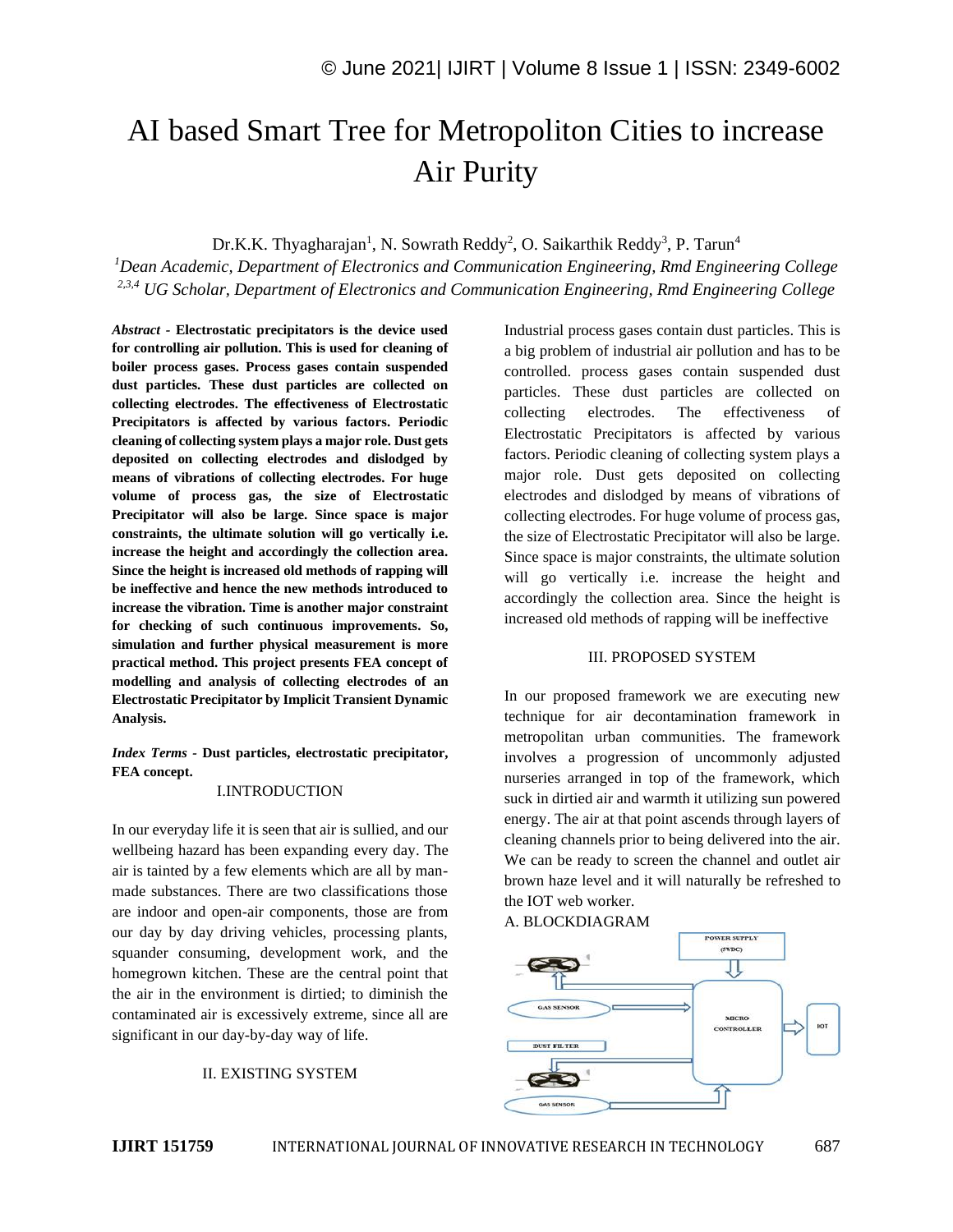# AI based Smart Tree for Metropoliton Cities to increase Air Purity

Dr.K.K. Thyagharajan[1], N. Sowrath Reddy[2], O. Saikarthik Reddy[3], P. Tarun[4]

[1]*Dean Academic, Department of Electronics and Communication Engineering, Rmd Engineering College*
[2,3,4] *UG Scholar, Department of Electronics and Communication Engineering, Rmd Engineering College*

***Abstract* - Electrostatic precipitators is the device used for controlling air pollution. This is used for cleaning of boiler process gases. Process gases contain suspended dust particles. These dust particles are collected on collecting electrodes. The effectiveness of Electrostatic Precipitators is affected by various factors. Periodic cleaning of collecting system plays a major role. Dust gets deposited on collecting electrodes and dislodged by means of vibrations of collecting electrodes. For huge volume of process gas, the size of Electrostatic Precipitator will also be large. Since space is major constraints, the ultimate solution will go vertically i.e. increase the height and accordingly the collection area. Since the height is increased old methods of rapping will be ineffective and hence the new methods introduced to increase the vibration. Time is another major constraint for checking of such continuous improvements. So, simulation and further physical measurement is more practical method. This project presents FEA concept of modelling and analysis of collecting electrodes of an Electrostatic Precipitator by Implicit Transient Dynamic Analysis.**

***Index Terms* - Dust particles, electrostatic precipitator, FEA concept.**

## I.INTRODUCTION

In our everyday life it is seen that air is sullied, and our wellbeing hazard has been expanding every day. The air is tainted by a few elements which are all by man-made substances. There are two classifications those are indoor and open-air components, those are from our day by day driving vehicles, processing plants, squander consuming, development work, and the homegrown kitchen. These are the central point that the air in the environment is dirtied; to diminish the contaminated air is excessively extreme, since all are significant in our day-by-day way of life.

## II. EXISTING SYSTEM

Industrial process gases contain dust particles. This is a big problem of industrial air pollution and has to be controlled. process gases contain suspended dust particles. These dust particles are collected on collecting electrodes. The effectiveness of Electrostatic Precipitators is affected by various factors. Periodic cleaning of collecting system plays a major role. Dust gets deposited on collecting electrodes and dislodged by means of vibrations of collecting electrodes. For huge volume of process gas, the size of Electrostatic Precipitator will also be large. Since space is major constraints, the ultimate solution will go vertically i.e. increase the height and accordingly the collection area. Since the height is increased old methods of rapping will be ineffective

## III. PROPOSED SYSTEM

In our proposed framework we are executing new technique for air decontamination framework in metropolitan urban communities. The framework involves a progression of uncommonly adjusted nurseries arranged in top of the framework, which suck in dirtied air and warmth it utilizing sun powered energy. The air at that point ascends through layers of cleaning channels prior to being delivered into the air. We can be ready to screen the channel and outlet air brown haze level and it will naturally be refreshed to the IOT web worker.

### A. BLOCKDIAGRAM

POWER SUPPLY (5VDC)
GAS SENSOR
MICRO CONTROLLER
IOT
DUST FILTER
GAS SENSOR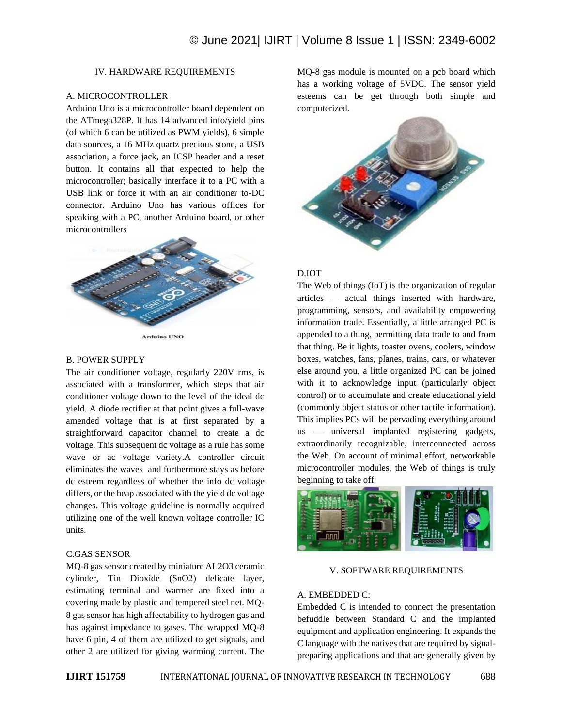## IV. HARDWARE REQUIREMENTS

### A. MICROCONTROLLER

Arduino Uno is a microcontroller board dependent on the ATmega328P. It has 14 advanced info/yield pins (of which 6 can be utilized as PWM yields), 6 simple data sources, a 16 MHz quartz precious stone, a USB association, a force jack, an ICSP header and a reset button. It contains all that expected to help the microcontroller; basically interface it to a PC with a USB link or force it with an air conditioner to-DC connector. Arduino Uno has various offices for speaking with a PC, another Arduino board, or other microcontrollers

Arduino UNO

### B. POWER SUPPLY

The air conditioner voltage, regularly 220V rms, is associated with a transformer, which steps that air conditioner voltage down to the level of the ideal dc yield. A diode rectifier at that point gives a full-wave amended voltage that is at first separated by a straightforward capacitor channel to create a dc voltage. This subsequent dc voltage as a rule has some wave or ac voltage variety.A controller circuit eliminates the waves and furthermore stays as before dc esteem regardless of whether the info dc voltage differs, or the heap associated with the yield dc voltage changes. This voltage guideline is normally acquired utilizing one of the well known voltage controller IC units.

### C.GAS SENSOR

MQ-8 gas sensor created by miniature $AL_2O_3$ ceramic cylinder, Tin Dioxide ($SnO_2$) delicate layer, estimating terminal and warmer are fixed into a covering made by plastic and tempered steel net. MQ-8 gas sensor has high affectability to hydrogen gas and has against impedance to gases. The wrapped MQ-8 have 6 pin, 4 of them are utilized to get signals, and other 2 are utilized for giving warming current. The MQ-8 gas module is mounted on a pcb board which has a working voltage of 5VDC. The sensor yield esteems can be get through both simple and computerized.

### D.IOT

The Web of things (IoT) is the organization of regular articles — actual things inserted with hardware, programming, sensors, and availability empowering information trade. Essentially, a little arranged PC is appended to a thing, permitting data trade to and from that thing. Be it lights, toaster ovens, coolers, window boxes, watches, fans, planes, trains, cars, or whatever else around you, a little organized PC can be joined with it to acknowledge input (particularly object control) or to accumulate and create educational yield (commonly object status or other tactile information). This implies PCs will be pervading everything around us — universal implanted registering gadgets, extraordinarily recognizable, interconnected across the Web. On account of minimal effort, networkable microcontroller modules, the Web of things is truly beginning to take off.

## V. SOFTWARE REQUIREMENTS

### A. EMBEDDED C:

Embedded C is intended to connect the presentation befuddle between Standard C and the implanted equipment and application engineering. It expands the C language with the natives that are required by signal-preparing applications and that are generally given by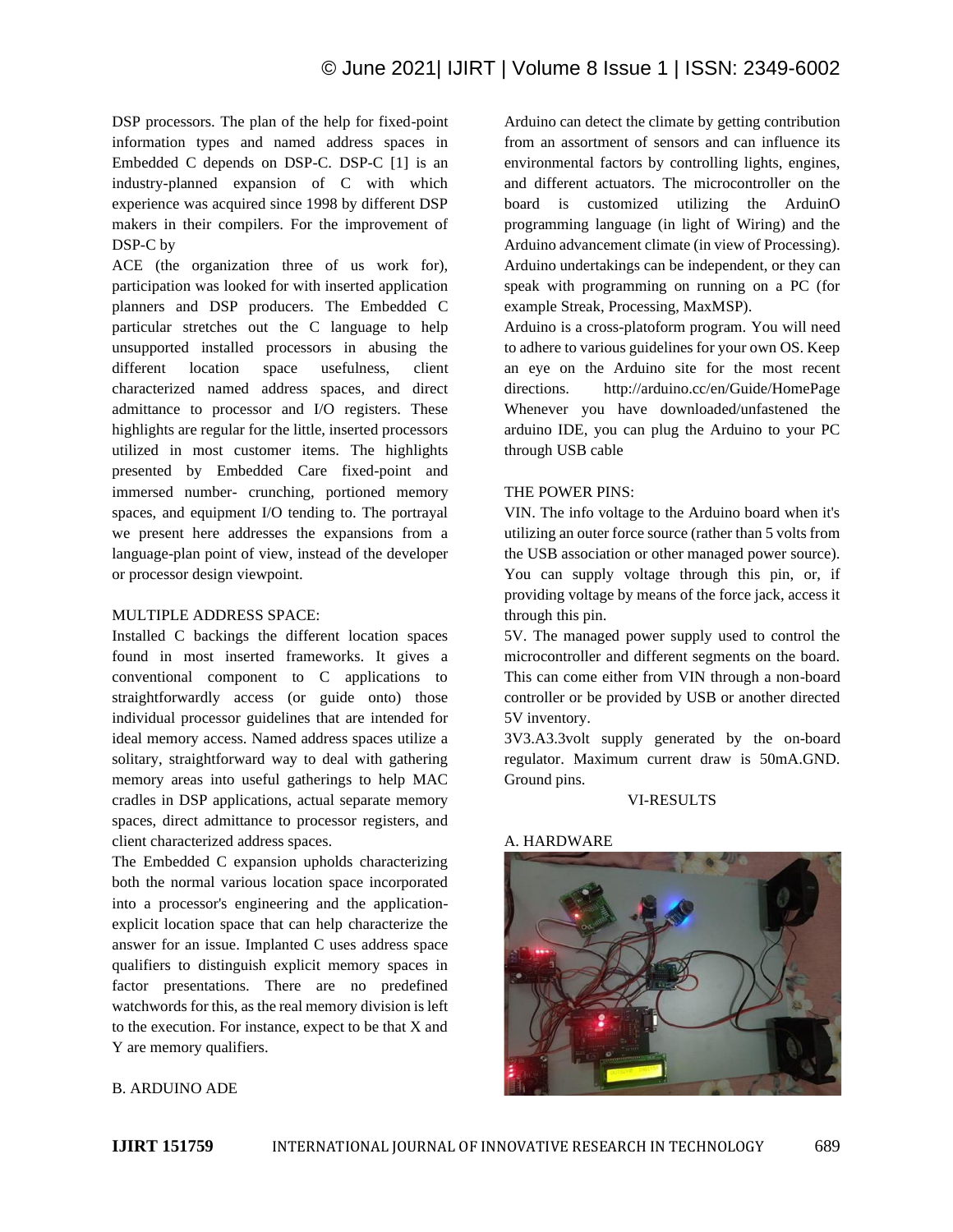DSP processors. The plan of the help for fixed-point information types and named address spaces in Embedded C depends on DSP-C. DSP-C [1] is an industry-planned expansion of C with which experience was acquired since 1998 by different DSP makers in their compilers. For the improvement of DSP-C by

ACE (the organization three of us work for), participation was looked for with inserted application planners and DSP producers. The Embedded C particular stretches out the C language to help unsupported installed processors in abusing the different location space usefulness, client characterized named address spaces, and direct admittance to processor and I/O registers. These highlights are regular for the little, inserted processors utilized in most customer items. The highlights presented by Embedded Care fixed-point and immersed number- crunching, portioned memory spaces, and equipment I/O tending to. The portrayal we present here addresses the expansions from a language-plan point of view, instead of the developer or processor design viewpoint.

MULTIPLE ADDRESS SPACE:

Installed C backings the different location spaces found in most inserted frameworks. It gives a conventional component to C applications to straightforwardly access (or guide onto) those individual processor guidelines that are intended for ideal memory access. Named address spaces utilize a solitary, straightforward way to deal with gathering memory areas into useful gatherings to help MAC cradles in DSP applications, actual separate memory spaces, direct admittance to processor registers, and client characterized address spaces.

The Embedded C expansion upholds characterizing both the normal various location space incorporated into a processor's engineering and the application-explicit location space that can help characterize the answer for an issue. Implanted C uses address space qualifiers to distinguish explicit memory spaces in factor presentations. There are no predefined watchwords for this, as the real memory division is left to the execution. For instance, expect to be that X and Y are memory qualifiers.

B. ARDUINO ADE

Arduino can detect the climate by getting contribution from an assortment of sensors and can influence its environmental factors by controlling lights, engines, and different actuators. The microcontroller on the board is customized utilizing the ArduinO programming language (in light of Wiring) and the Arduino advancement climate (in view of Processing). Arduino undertakings can be independent, or they can speak with programming on running on a PC (for example Streak, Processing, MaxMSP).

Arduino is a cross-platoform program. You will need to adhere to various guidelines for your own OS. Keep an eye on the Arduino site for the most recent directions. http://arduino.cc/en/Guide/HomePage Whenever you have downloaded/unfastened the arduino IDE, you can plug the Arduino to your PC through USB cable

THE POWER PINS:

VIN. The info voltage to the Arduino board when it's utilizing an outer force source (rather than 5 volts from the USB association or other managed power source). You can supply voltage through this pin, or, if providing voltage by means of the force jack, access it through this pin.

5V. The managed power supply used to control the microcontroller and different segments on the board. This can come either from VIN through a non-board controller or be provided by USB or another directed 5V inventory.

3V3.A3.3volt supply generated by the on-board regulator. Maximum current draw is 50mA.GND. Ground pins.

## VI-RESULTS

A. HARDWARE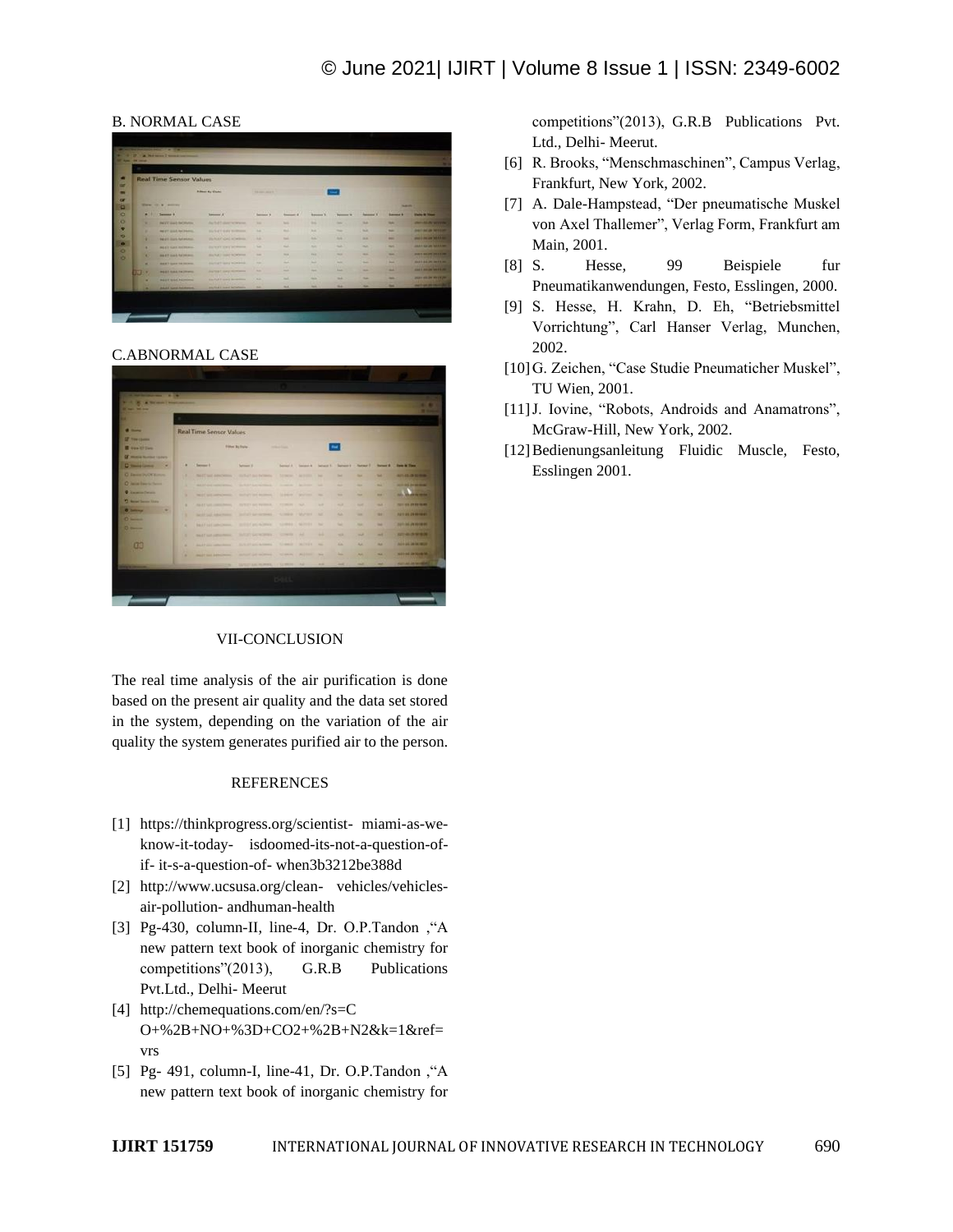### B. NORMAL CASE

### C.ABNORMAL CASE

## VII-CONCLUSION

The real time analysis of the air purification is done based on the present air quality and the data set stored in the system, depending on the variation of the air quality the system generates purified air to the person.

## REFERENCES

[1] https://thinkprogress.org/scientist- miami-as-we-know-it-today- isdoomed-its-not-a-question-of-if- it-s-a-question-of- when3b3212be388d

[2] http://www.ucsusa.org/clean- vehicles/vehicles-air-pollution- andhuman-health

[3] Pg-430, column-II, line-4, Dr. O.P.Tandon ,"A new pattern text book of inorganic chemistry for competitions"(2013), G.R.B Publications Pvt.Ltd., Delhi- Meerut

[4] http://chemequations.com/en/?s=CO+%2B+NO+%3D+CO2+%2B+N2&k=1&ref=vrs

[5] Pg- 491, column-I, line-41, Dr. O.P.Tandon ,"A new pattern text book of inorganic chemistry for competitions"(2013), G.R.B Publications Pvt. Ltd., Delhi- Meerut.

[6] R. Brooks, "Menschmaschinen", Campus Verlag, Frankfurt, New York, 2002.

[7] A. Dale-Hampstead, "Der pneumatische Muskel von Axel Thallemer", Verlag Form, Frankfurt am Main, 2001.

[8] S. Hesse, 99 Beispiele fur Pneumatikanwendungen, Festo, Esslingen, 2000.

[9] S. Hesse, H. Krahn, D. Eh, "Betriebsmittel Vorrichtung", Carl Hanser Verlag, Munchen, 2002.

[10] G. Zeichen, "Case Studie Pneumaticher Muskel", TU Wien, 2001.

[11] J. Iovine, "Robots, Androids and Anamatrons", McGraw-Hill, New York, 2002.

[12] Bedienungsanleitung Fluidic Muscle, Festo, Esslingen 2001.